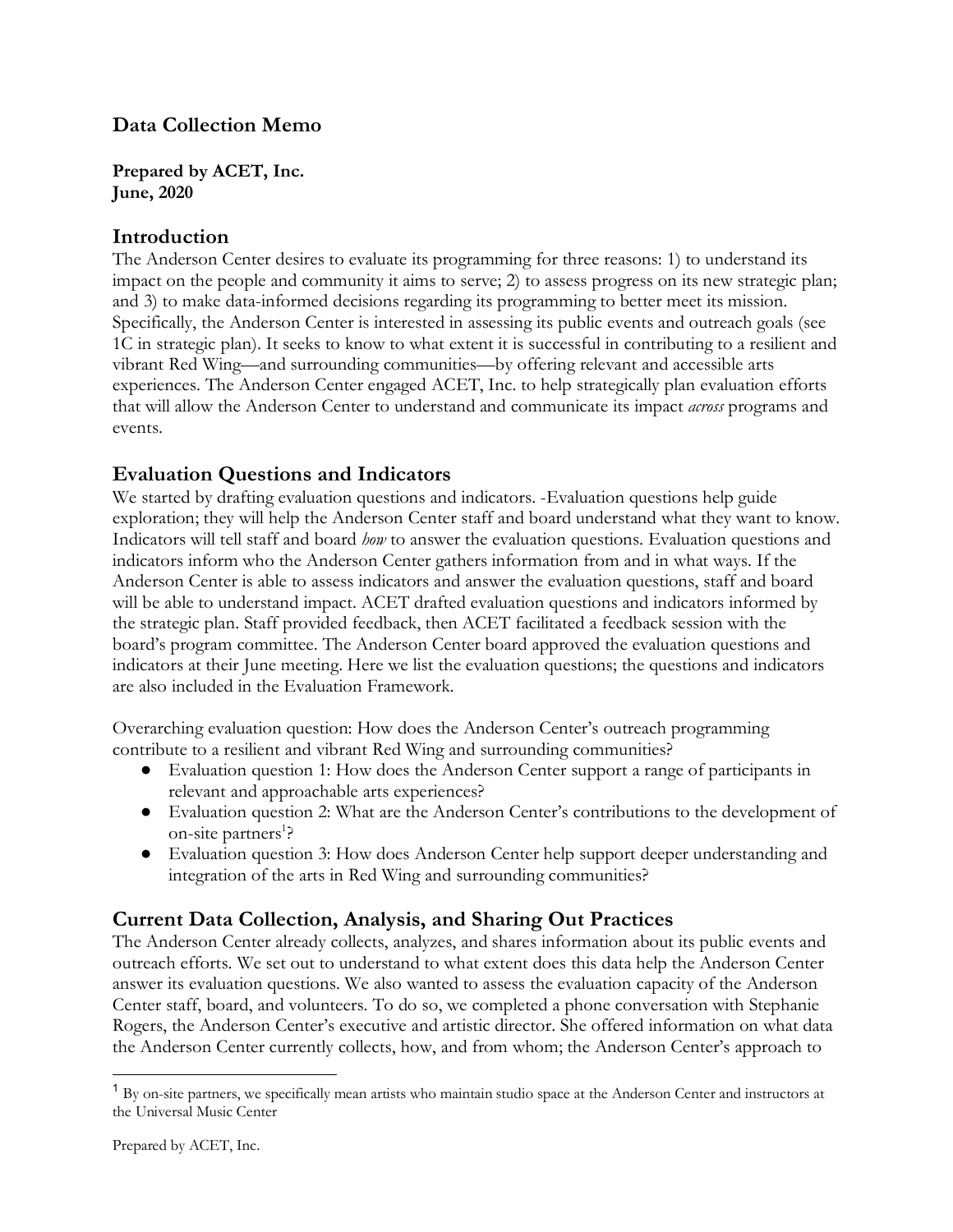## Data Collection Memo

**Prepared by ACET, Inc.**
**June, 2020**

### Introduction

The Anderson Center desires to evaluate its programming for three reasons: 1) to understand its impact on the people and community it aims to serve; 2) to assess progress on its new strategic plan; and 3) to make data-informed decisions regarding its programming to better meet its mission. Specifically, the Anderson Center is interested in assessing its public events and outreach goals (see 1C in strategic plan). It seeks to know to what extent it is successful in contributing to a resilient and vibrant Red Wing—and surrounding communities—by offering relevant and accessible arts experiences. The Anderson Center engaged ACET, Inc. to help strategically plan evaluation efforts that will allow the Anderson Center to understand and communicate its impact *across* programs and events.

### Evaluation Questions and Indicators

We started by drafting evaluation questions and indicators. -Evaluation questions help guide exploration; they will help the Anderson Center staff and board understand what they want to know. Indicators will tell staff and board *how* to answer the evaluation questions. Evaluation questions and indicators inform who the Anderson Center gathers information from and in what ways. If the Anderson Center is able to assess indicators and answer the evaluation questions, staff and board will be able to understand impact. ACET drafted evaluation questions and indicators informed by the strategic plan. Staff provided feedback, then ACET facilitated a feedback session with the board's program committee. The Anderson Center board approved the evaluation questions and indicators at their June meeting. Here we list the evaluation questions; the questions and indicators are also included in the Evaluation Framework.

Overarching evaluation question: How does the Anderson Center's outreach programming contribute to a resilient and vibrant Red Wing and surrounding communities?

- Evaluation question 1: How does the Anderson Center support a range of participants in relevant and approachable arts experiences?
- Evaluation question 2: What are the Anderson Center's contributions to the development of on-site partners[1]?
- Evaluation question 3: How does Anderson Center help support deeper understanding and integration of the arts in Red Wing and surrounding communities?

### Current Data Collection, Analysis, and Sharing Out Practices

The Anderson Center already collects, analyzes, and shares information about its public events and outreach efforts. We set out to understand to what extent does this data help the Anderson Center answer its evaluation questions. We also wanted to assess the evaluation capacity of the Anderson Center staff, board, and volunteers. To do so, we completed a phone conversation with Stephanie Rogers, the Anderson Center's executive and artistic director. She offered information on what data the Anderson Center currently collects, how, and from whom; the Anderson Center's approach to

[1] By on-site partners, we specifically mean artists who maintain studio space at the Anderson Center and instructors at the Universal Music Center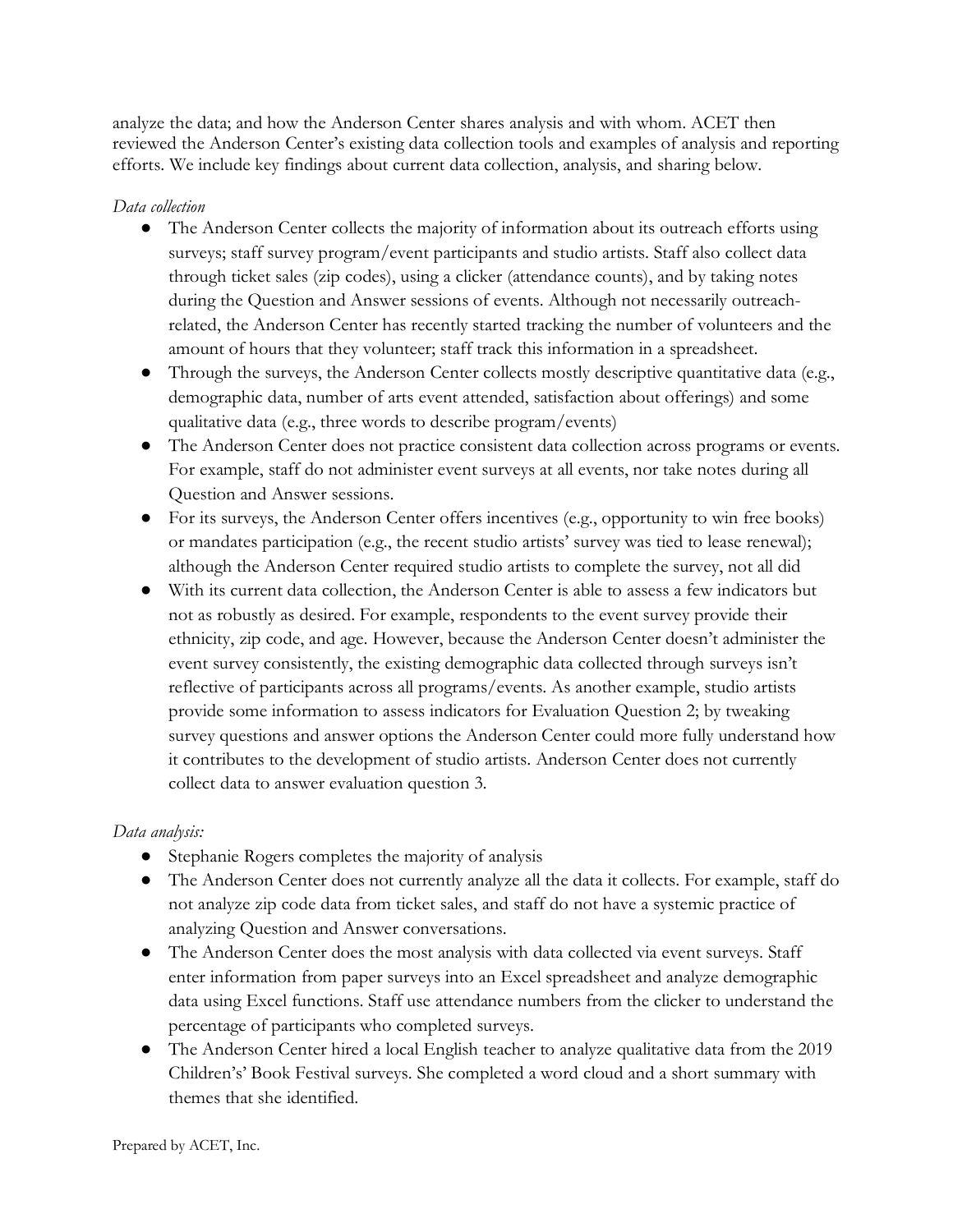analyze the data; and how the Anderson Center shares analysis and with whom. ACET then reviewed the Anderson Center's existing data collection tools and examples of analysis and reporting efforts. We include key findings about current data collection, analysis, and sharing below.

*Data collection*

- The Anderson Center collects the majority of information about its outreach efforts using surveys; staff survey program/event participants and studio artists. Staff also collect data through ticket sales (zip codes), using a clicker (attendance counts), and by taking notes during the Question and Answer sessions of events. Although not necessarily outreach-related, the Anderson Center has recently started tracking the number of volunteers and the amount of hours that they volunteer; staff track this information in a spreadsheet.
- Through the surveys, the Anderson Center collects mostly descriptive quantitative data (e.g., demographic data, number of arts event attended, satisfaction about offerings) and some qualitative data (e.g., three words to describe program/events)
- The Anderson Center does not practice consistent data collection across programs or events. For example, staff do not administer event surveys at all events, nor take notes during all Question and Answer sessions.
- For its surveys, the Anderson Center offers incentives (e.g., opportunity to win free books) or mandates participation (e.g., the recent studio artists' survey was tied to lease renewal); although the Anderson Center required studio artists to complete the survey, not all did
- With its current data collection, the Anderson Center is able to assess a few indicators but not as robustly as desired. For example, respondents to the event survey provide their ethnicity, zip code, and age. However, because the Anderson Center doesn't administer the event survey consistently, the existing demographic data collected through surveys isn't reflective of participants across all programs/events. As another example, studio artists provide some information to assess indicators for Evaluation Question 2; by tweaking survey questions and answer options the Anderson Center could more fully understand how it contributes to the development of studio artists. Anderson Center does not currently collect data to answer evaluation question 3.

*Data analysis:*

- Stephanie Rogers completes the majority of analysis
- The Anderson Center does not currently analyze all the data it collects. For example, staff do not analyze zip code data from ticket sales, and staff do not have a systemic practice of analyzing Question and Answer conversations.
- The Anderson Center does the most analysis with data collected via event surveys. Staff enter information from paper surveys into an Excel spreadsheet and analyze demographic data using Excel functions. Staff use attendance numbers from the clicker to understand the percentage of participants who completed surveys.
- The Anderson Center hired a local English teacher to analyze qualitative data from the 2019 Childrens's' Book Festival surveys. She completed a word cloud and a short summary with themes that she identified.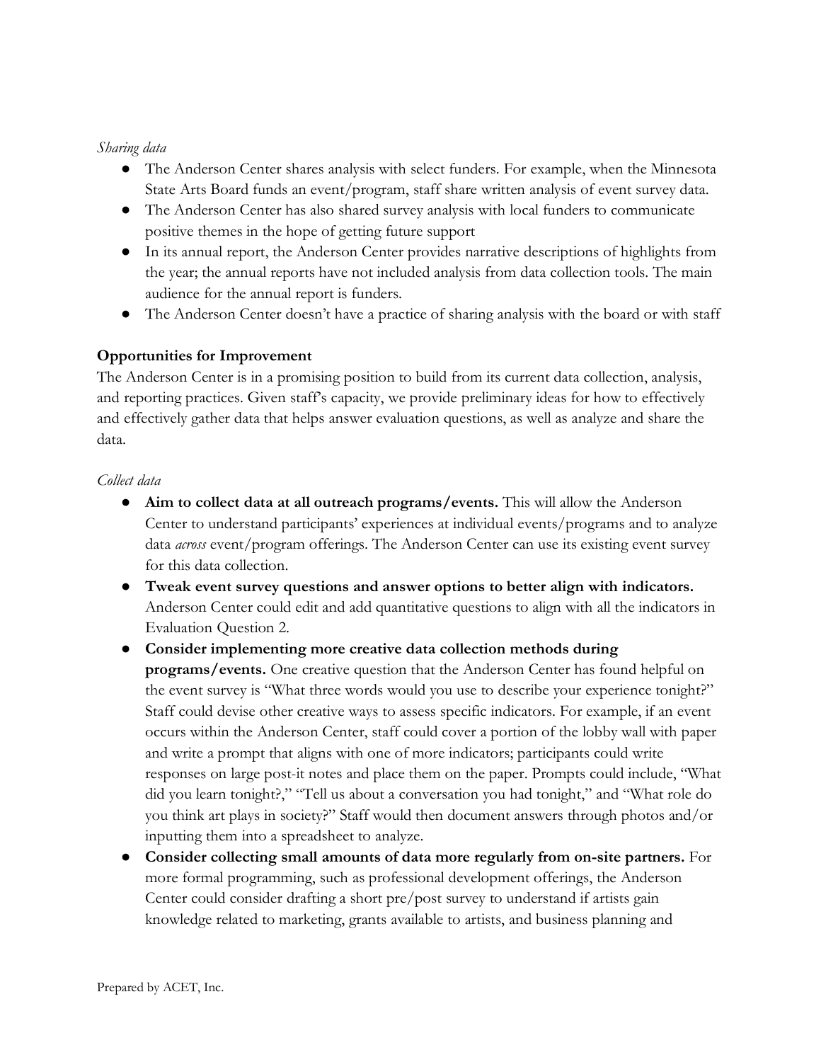*Sharing data*

- The Anderson Center shares analysis with select funders. For example, when the Minnesota State Arts Board funds an event/program, staff share written analysis of event survey data.
- The Anderson Center has also shared survey analysis with local funders to communicate positive themes in the hope of getting future support
- In its annual report, the Anderson Center provides narrative descriptions of highlights from the year; the annual reports have not included analysis from data collection tools. The main audience for the annual report is funders.
- The Anderson Center doesn't have a practice of sharing analysis with the board or with staff

**Opportunities for Improvement**

The Anderson Center is in a promising position to build from its current data collection, analysis, and reporting practices. Given staff's capacity, we provide preliminary ideas for how to effectively and effectively gather data that helps answer evaluation questions, as well as analyze and share the data.

*Collect data*

- **Aim to collect data at all outreach programs/events.** This will allow the Anderson Center to understand participants' experiences at individual events/programs and to analyze data *across* event/program offerings. The Anderson Center can use its existing event survey for this data collection.
- **Tweak event survey questions and answer options to better align with indicators.** Anderson Center could edit and add quantitative questions to align with all the indicators in Evaluation Question 2.
- **Consider implementing more creative data collection methods during programs/events.** One creative question that the Anderson Center has found helpful on the event survey is "What three words would you use to describe your experience tonight?" Staff could devise other creative ways to assess specific indicators. For example, if an event occurs within the Anderson Center, staff could cover a portion of the lobby wall with paper and write a prompt that aligns with one of more indicators; participants could write responses on large post-it notes and place them on the paper. Prompts could include, "What did you learn tonight?," "Tell us about a conversation you had tonight," and "What role do you think art plays in society?" Staff would then document answers through photos and/or inputting them into a spreadsheet to analyze.
- **Consider collecting small amounts of data more regularly from on-site partners.** For more formal programming, such as professional development offerings, the Anderson Center could consider drafting a short pre/post survey to understand if artists gain knowledge related to marketing, grants available to artists, and business planning and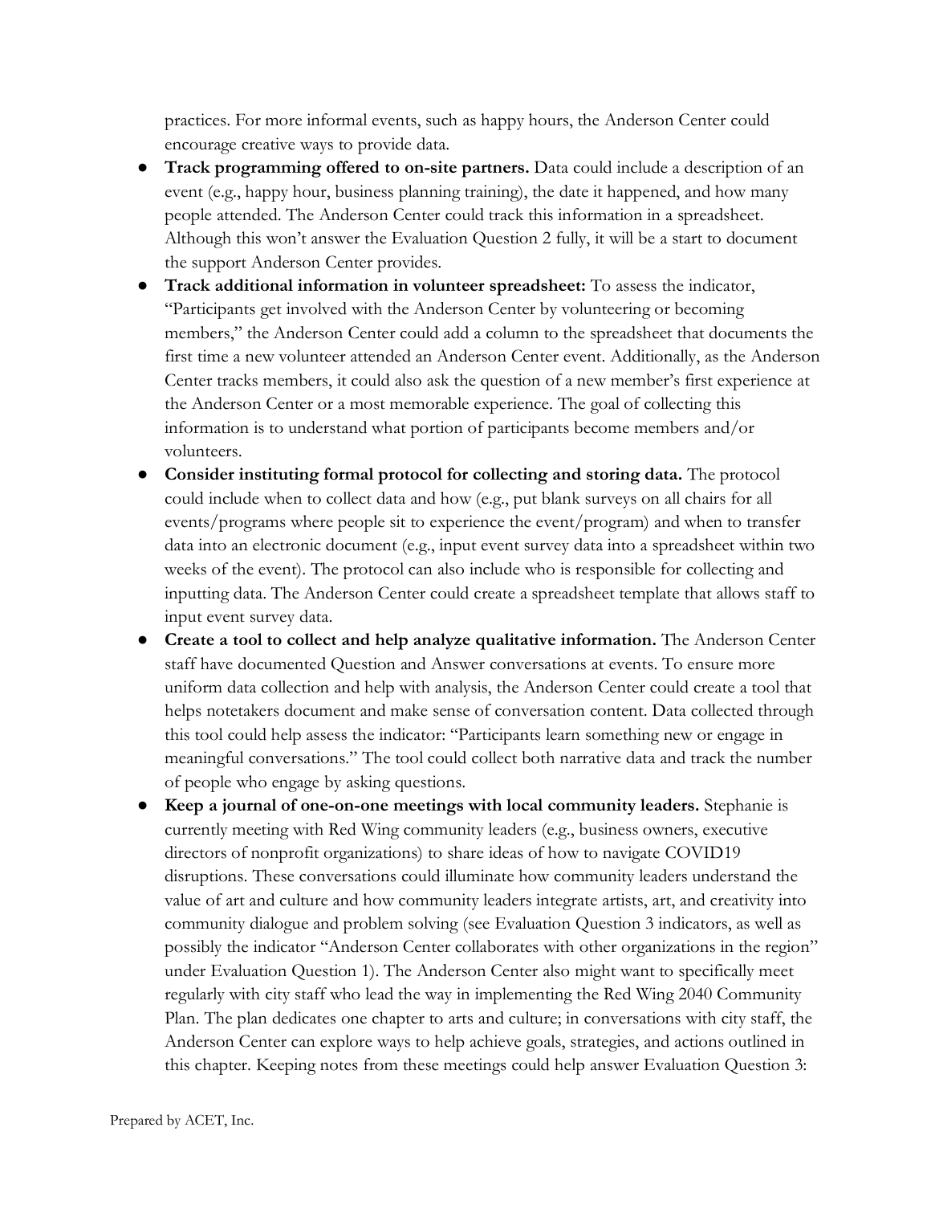practices. For more informal events, such as happy hours, the Anderson Center could encourage creative ways to provide data.

- **Track programming offered to on-site partners.** Data could include a description of an event (e.g., happy hour, business planning training), the date it happened, and how many people attended. The Anderson Center could track this information in a spreadsheet. Although this won't answer the Evaluation Question 2 fully, it will be a start to document the support Anderson Center provides.
- **Track additional information in volunteer spreadsheet:** To assess the indicator, "Participants get involved with the Anderson Center by volunteering or becoming members," the Anderson Center could add a column to the spreadsheet that documents the first time a new volunteer attended an Anderson Center event. Additionally, as the Anderson Center tracks members, it could also ask the question of a new member's first experience at the Anderson Center or a most memorable experience. The goal of collecting this information is to understand what portion of participants become members and/or volunteers.
- **Consider instituting formal protocol for collecting and storing data.** The protocol could include when to collect data and how (e.g., put blank surveys on all chairs for all events/programs where people sit to experience the event/program) and when to transfer data into an electronic document (e.g., input event survey data into a spreadsheet within two weeks of the event). The protocol can also include who is responsible for collecting and inputting data. The Anderson Center could create a spreadsheet template that allows staff to input event survey data.
- **Create a tool to collect and help analyze qualitative information.** The Anderson Center staff have documented Question and Answer conversations at events. To ensure more uniform data collection and help with analysis, the Anderson Center could create a tool that helps notetakers document and make sense of conversation content. Data collected through this tool could help assess the indicator: "Participants learn something new or engage in meaningful conversations." The tool could collect both narrative data and track the number of people who engage by asking questions.
- **Keep a journal of one-on-one meetings with local community leaders.** Stephanie is currently meeting with Red Wing community leaders (e.g., business owners, executive directors of nonprofit organizations) to share ideas of how to navigate COVID19 disruptions. These conversations could illuminate how community leaders understand the value of art and culture and how community leaders integrate artists, art, and creativity into community dialogue and problem solving (see Evaluation Question 3 indicators, as well as possibly the indicator "Anderson Center collaborates with other organizations in the region" under Evaluation Question 1). The Anderson Center also might want to specifically meet regularly with city staff who lead the way in implementing the Red Wing 2040 Community Plan. The plan dedicates one chapter to arts and culture; in conversations with city staff, the Anderson Center can explore ways to help achieve goals, strategies, and actions outlined in this chapter. Keeping notes from these meetings could help answer Evaluation Question 3: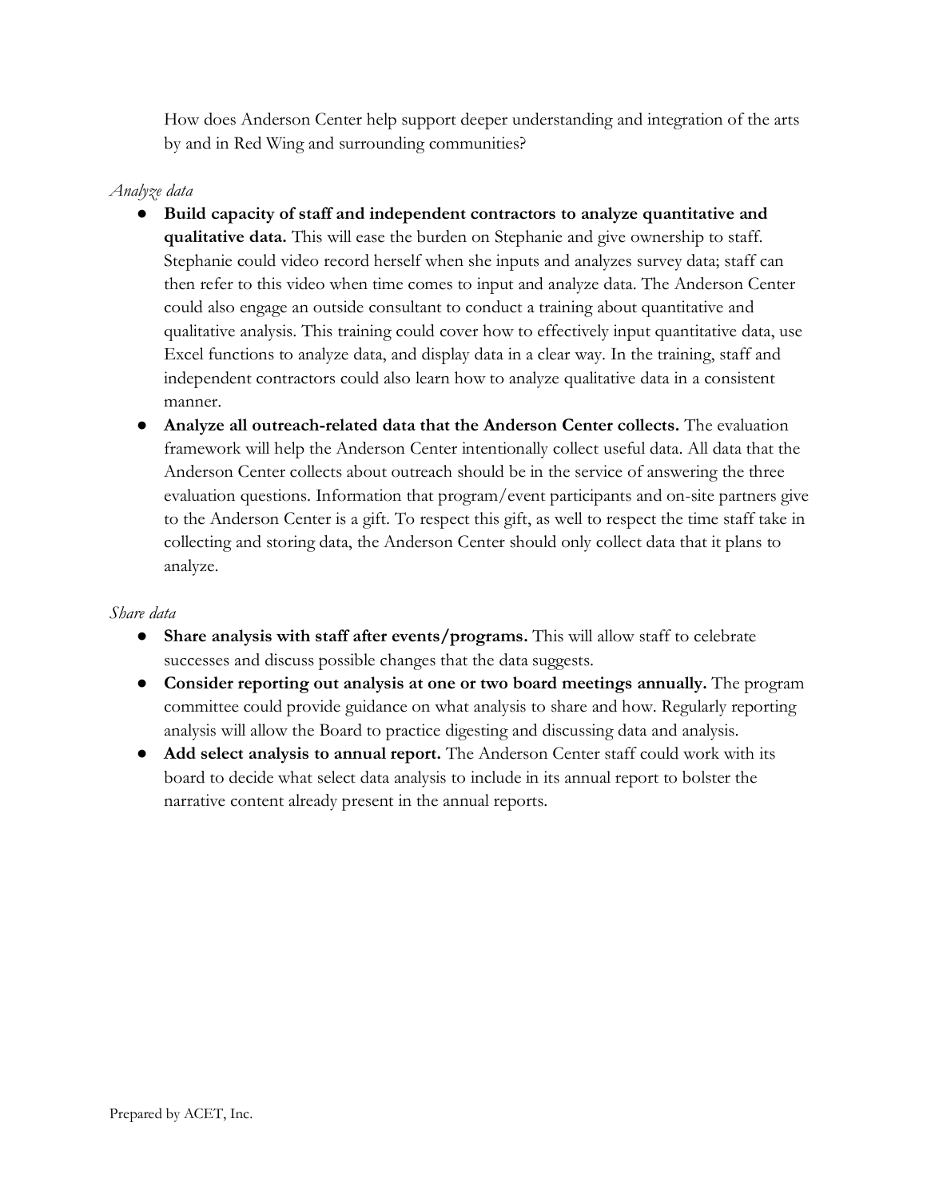How does Anderson Center help support deeper understanding and integration of the arts by and in Red Wing and surrounding communities?

*Analyze data*

- **Build capacity of staff and independent contractors to analyze quantitative and qualitative data.** This will ease the burden on Stephanie and give ownership to staff. Stephanie could video record herself when she inputs and analyzes survey data; staff can then refer to this video when time comes to input and analyze data. The Anderson Center could also engage an outside consultant to conduct a training about quantitative and qualitative analysis. This training could cover how to effectively input quantitative data, use Excel functions to analyze data, and display data in a clear way. In the training, staff and independent contractors could also learn how to analyze qualitative data in a consistent manner.
- **Analyze all outreach-related data that the Anderson Center collects.** The evaluation framework will help the Anderson Center intentionally collect useful data. All data that the Anderson Center collects about outreach should be in the service of answering the three evaluation questions. Information that program/event participants and on-site partners give to the Anderson Center is a gift. To respect this gift, as well to respect the time staff take in collecting and storing data, the Anderson Center should only collect data that it plans to analyze.

*Share data*

- **Share analysis with staff after events/programs.** This will allow staff to celebrate successes and discuss possible changes that the data suggests.
- **Consider reporting out analysis at one or two board meetings annually.** The program committee could provide guidance on what analysis to share and how. Regularly reporting analysis will allow the Board to practice digesting and discussing data and analysis.
- **Add select analysis to annual report.** The Anderson Center staff could work with its board to decide what select data analysis to include in its annual report to bolster the narrative content already present in the annual reports.